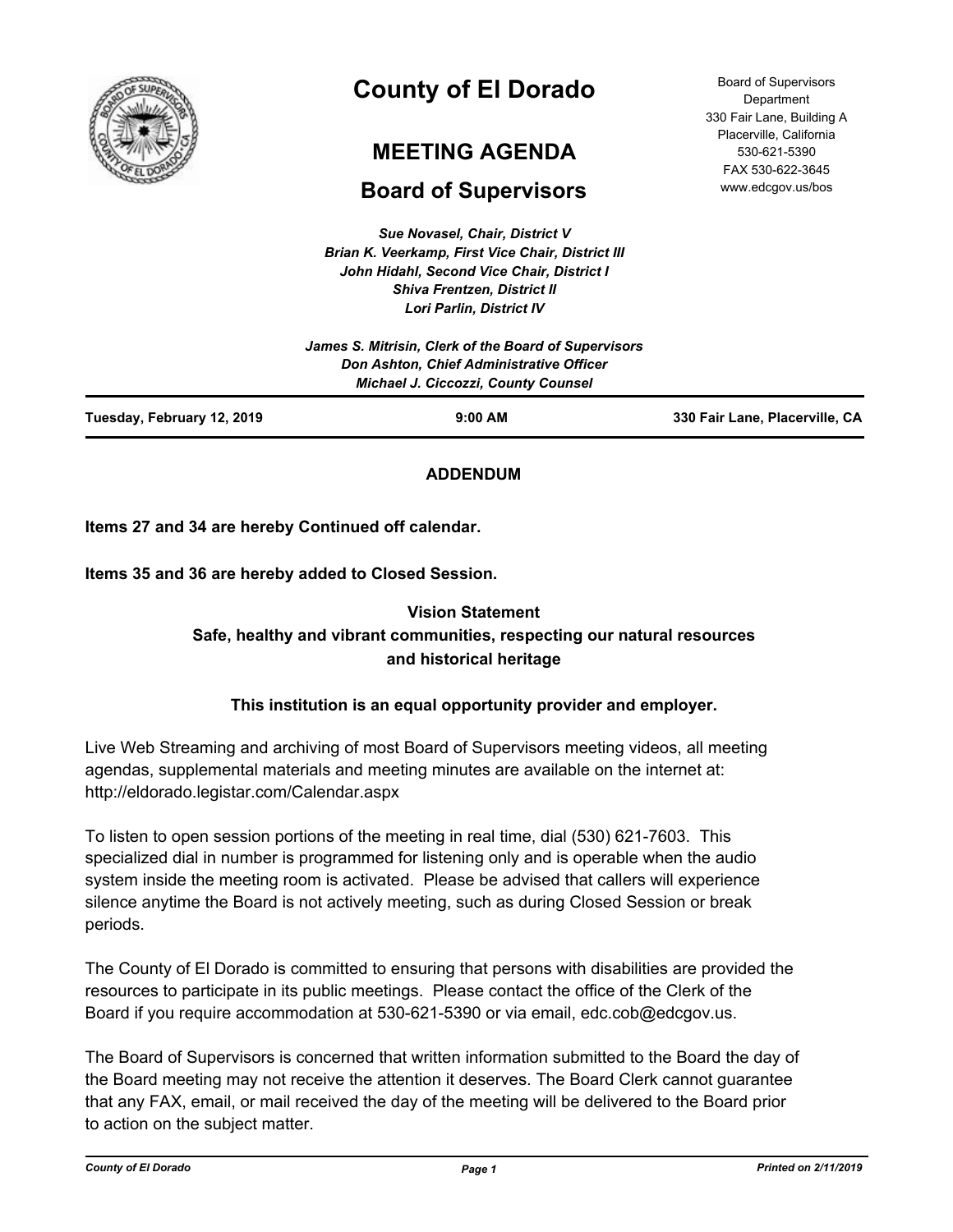# County of El Dorado

## MEETING AGENDA

## Board of Supervisors

Board of Supervisors Department
330 Fair Lane, Building A
Placerville, California
530-621-5390
FAX 530-622-3645
www.edcgov.us/bos

*Sue Novasel, Chair, District V*
*Brian K. Veerkamp, First Vice Chair, District III*
*John Hidahl, Second Vice Chair, District I*
*Shiva Frentzen, District II*
*Lori Parlin, District IV*

*James S. Mitrisin, Clerk of the Board of Supervisors*
*Don Ashton, Chief Administrative Officer*
*Michael J. Ciccozzi, County Counsel*

**Tuesday, February 12, 2019** | **9:00 AM** | **330 Fair Lane, Placerville, CA**

**ADDENDUM**

**Items 27 and 34 are hereby Continued off calendar.**

**Items 35 and 36 are hereby added to Closed Session.**

**Vision Statement**
**Safe, healthy and vibrant communities, respecting our natural resources and historical heritage**

**This institution is an equal opportunity provider and employer.**

Live Web Streaming and archiving of most Board of Supervisors meeting videos, all meeting agendas, supplemental materials and meeting minutes are available on the internet at: http://eldorado.legistar.com/Calendar.aspx

To listen to open session portions of the meeting in real time, dial (530) 621-7603. This specialized dial in number is programmed for listening only and is operable when the audio system inside the meeting room is activated. Please be advised that callers will experience silence anytime the Board is not actively meeting, such as during Closed Session or break periods.

The County of El Dorado is committed to ensuring that persons with disabilities are provided the resources to participate in its public meetings. Please contact the office of the Clerk of the Board if you require accommodation at 530-621-5390 or via email, edc.cob@edcgov.us.

The Board of Supervisors is concerned that written information submitted to the Board the day of the Board meeting may not receive the attention it deserves. The Board Clerk cannot guarantee that any FAX, email, or mail received the day of the meeting will be delivered to the Board prior to action on the subject matter.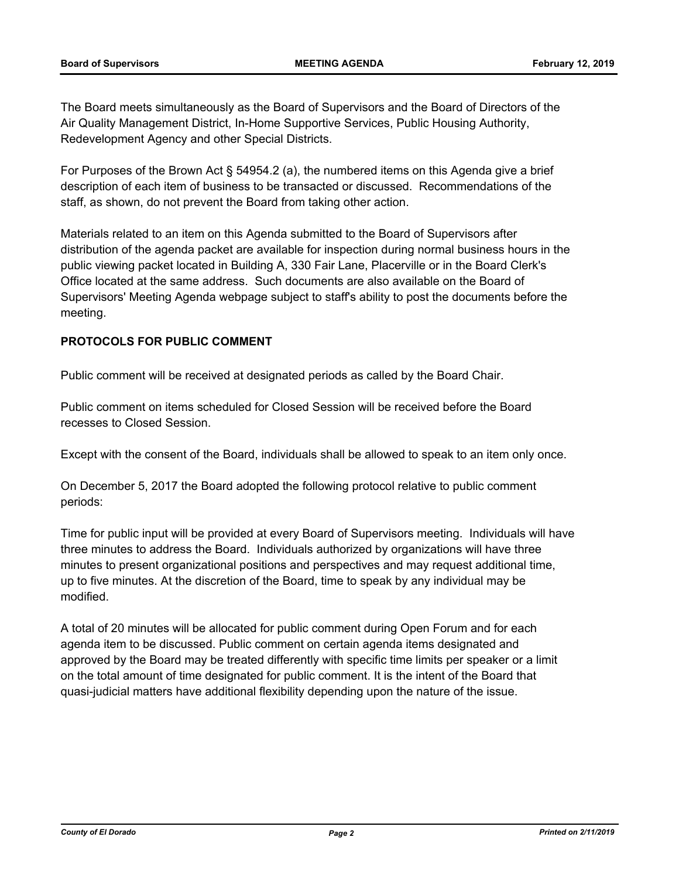The Board meets simultaneously as the Board of Supervisors and the Board of Directors of the Air Quality Management District, In-Home Supportive Services, Public Housing Authority, Redevelopment Agency and other Special Districts.

For Purposes of the Brown Act § 54954.2 (a), the numbered items on this Agenda give a brief description of each item of business to be transacted or discussed. Recommendations of the staff, as shown, do not prevent the Board from taking other action.

Materials related to an item on this Agenda submitted to the Board of Supervisors after distribution of the agenda packet are available for inspection during normal business hours in the public viewing packet located in Building A, 330 Fair Lane, Placerville or in the Board Clerk's Office located at the same address. Such documents are also available on the Board of Supervisors' Meeting Agenda webpage subject to staff's ability to post the documents before the meeting.

**PROTOCOLS FOR PUBLIC COMMENT**

Public comment will be received at designated periods as called by the Board Chair.

Public comment on items scheduled for Closed Session will be received before the Board recesses to Closed Session.

Except with the consent of the Board, individuals shall be allowed to speak to an item only once.

On December 5, 2017 the Board adopted the following protocol relative to public comment periods:

Time for public input will be provided at every Board of Supervisors meeting. Individuals will have three minutes to address the Board. Individuals authorized by organizations will have three minutes to present organizational positions and perspectives and may request additional time, up to five minutes. At the discretion of the Board, time to speak by any individual may be modified.

A total of 20 minutes will be allocated for public comment during Open Forum and for each agenda item to be discussed. Public comment on certain agenda items designated and approved by the Board may be treated differently with specific time limits per speaker or a limit on the total amount of time designated for public comment. It is the intent of the Board that quasi-judicial matters have additional flexibility depending upon the nature of the issue.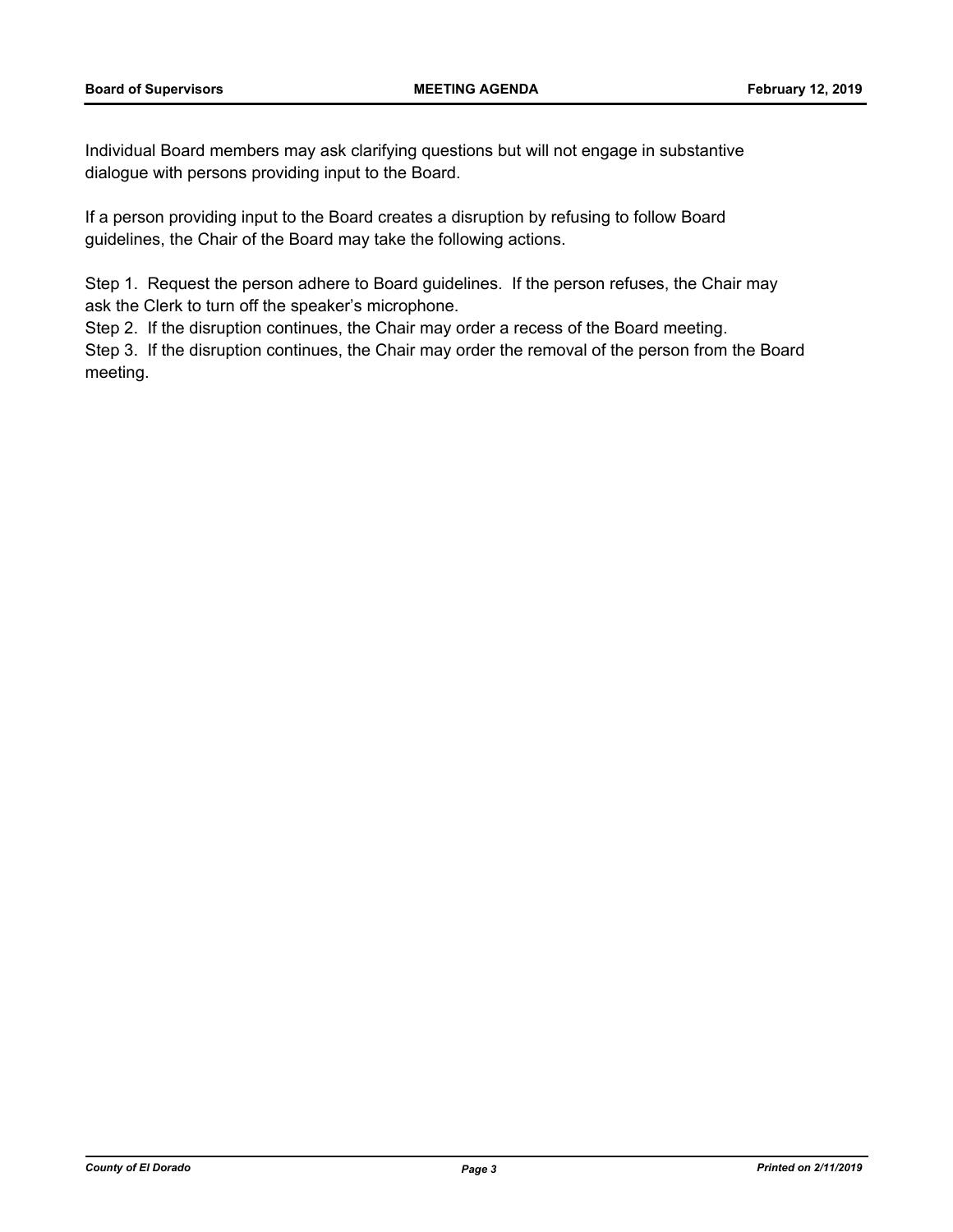Individual Board members may ask clarifying questions but will not engage in substantive dialogue with persons providing input to the Board.

If a person providing input to the Board creates a disruption by refusing to follow Board guidelines, the Chair of the Board may take the following actions.

Step 1. Request the person adhere to Board guidelines. If the person refuses, the Chair may ask the Clerk to turn off the speaker's microphone.
Step 2. If the disruption continues, the Chair may order a recess of the Board meeting.
Step 3. If the disruption continues, the Chair may order the removal of the person from the Board meeting.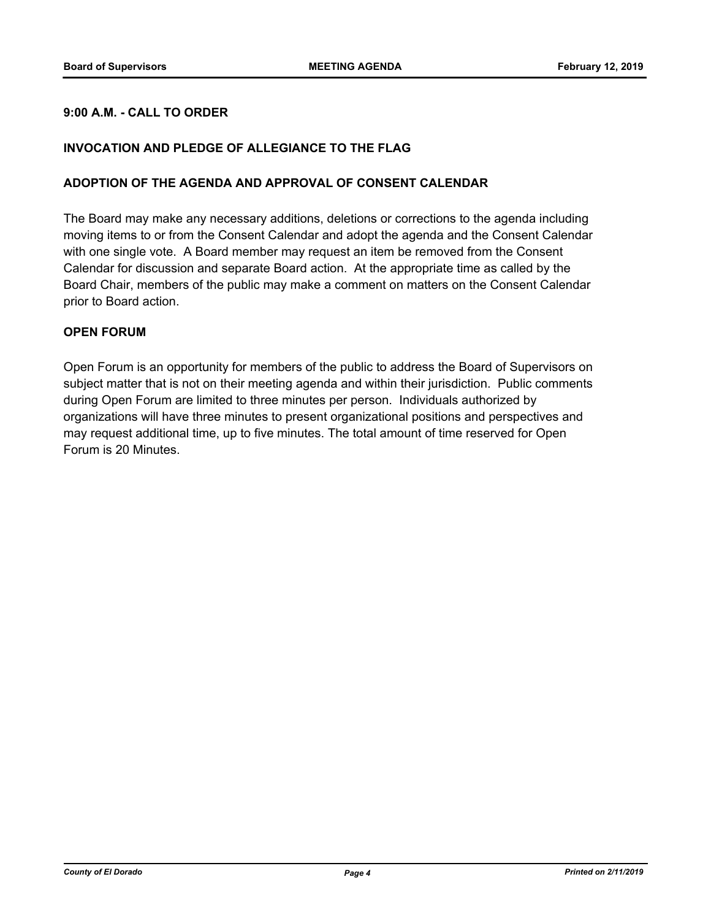**9:00 A.M. - CALL TO ORDER**

**INVOCATION AND PLEDGE OF ALLEGIANCE TO THE FLAG**

**ADOPTION OF THE AGENDA AND APPROVAL OF CONSENT CALENDAR**

The Board may make any necessary additions, deletions or corrections to the agenda including moving items to or from the Consent Calendar and adopt the agenda and the Consent Calendar with one single vote. A Board member may request an item be removed from the Consent Calendar for discussion and separate Board action. At the appropriate time as called by the Board Chair, members of the public may make a comment on matters on the Consent Calendar prior to Board action.

**OPEN FORUM**

Open Forum is an opportunity for members of the public to address the Board of Supervisors on subject matter that is not on their meeting agenda and within their jurisdiction. Public comments during Open Forum are limited to three minutes per person. Individuals authorized by organizations will have three minutes to present organizational positions and perspectives and may request additional time, up to five minutes. The total amount of time reserved for Open Forum is 20 Minutes.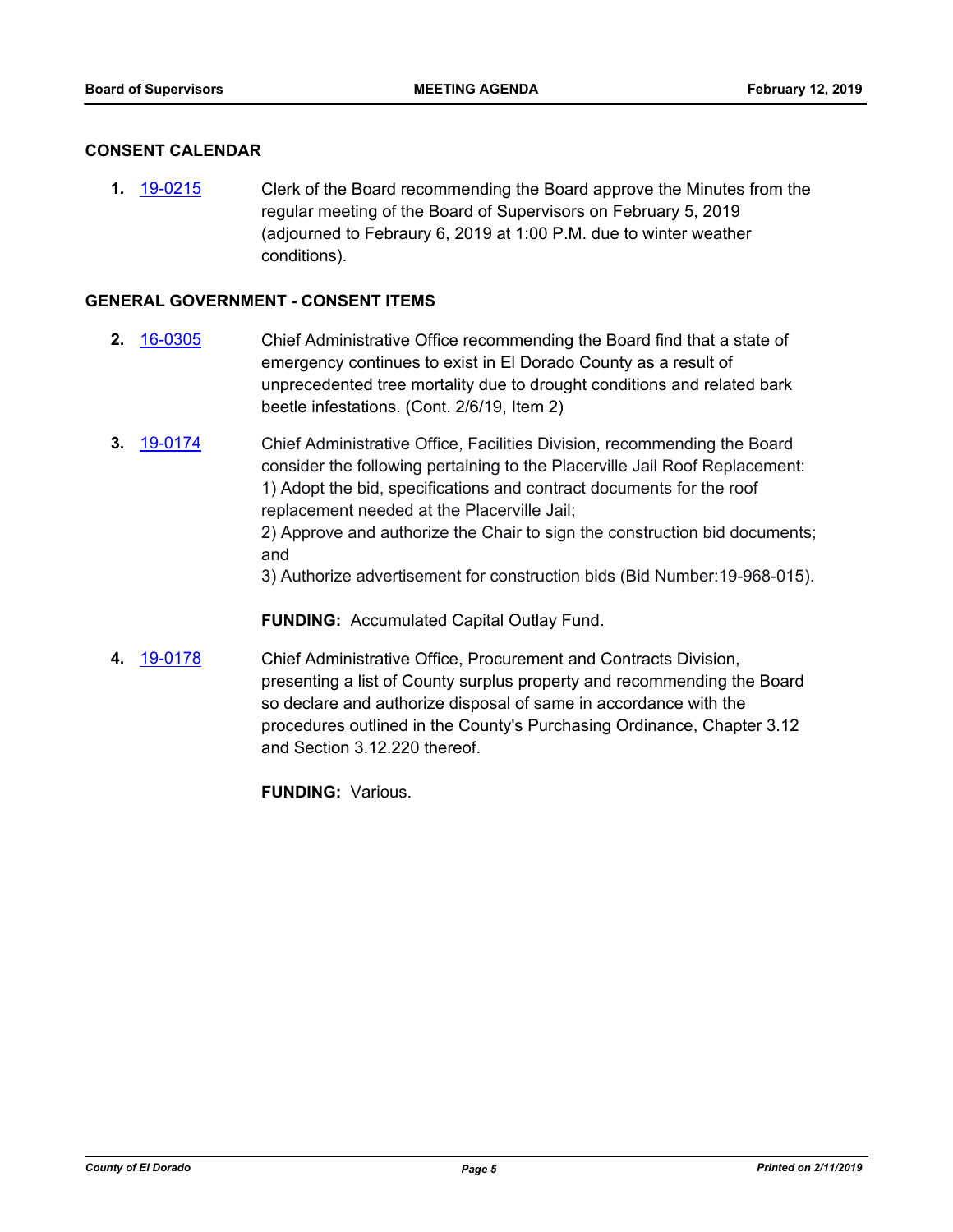## CONSENT CALENDAR

**1.** 19-0215 Clerk of the Board recommending the Board approve the Minutes from the regular meeting of the Board of Supervisors on February 5, 2019 (adjourned to Febraury 6, 2019 at 1:00 P.M. due to winter weather conditions).

## GENERAL GOVERNMENT - CONSENT ITEMS

**2.** 16-0305 Chief Administrative Office recommending the Board find that a state of emergency continues to exist in El Dorado County as a result of unprecedented tree mortality due to drought conditions and related bark beetle infestations. (Cont. 2/6/19, Item 2)

**3.** 19-0174 Chief Administrative Office, Facilities Division, recommending the Board consider the following pertaining to the Placerville Jail Roof Replacement:
1) Adopt the bid, specifications and contract documents for the roof replacement needed at the Placerville Jail;
2) Approve and authorize the Chair to sign the construction bid documents; and
3) Authorize advertisement for construction bids (Bid Number:19-968-015).

**FUNDING:** Accumulated Capital Outlay Fund.

**4.** 19-0178 Chief Administrative Office, Procurement and Contracts Division, presenting a list of County surplus property and recommending the Board so declare and authorize disposal of same in accordance with the procedures outlined in the County's Purchasing Ordinance, Chapter 3.12 and Section 3.12.220 thereof.

**FUNDING:** Various.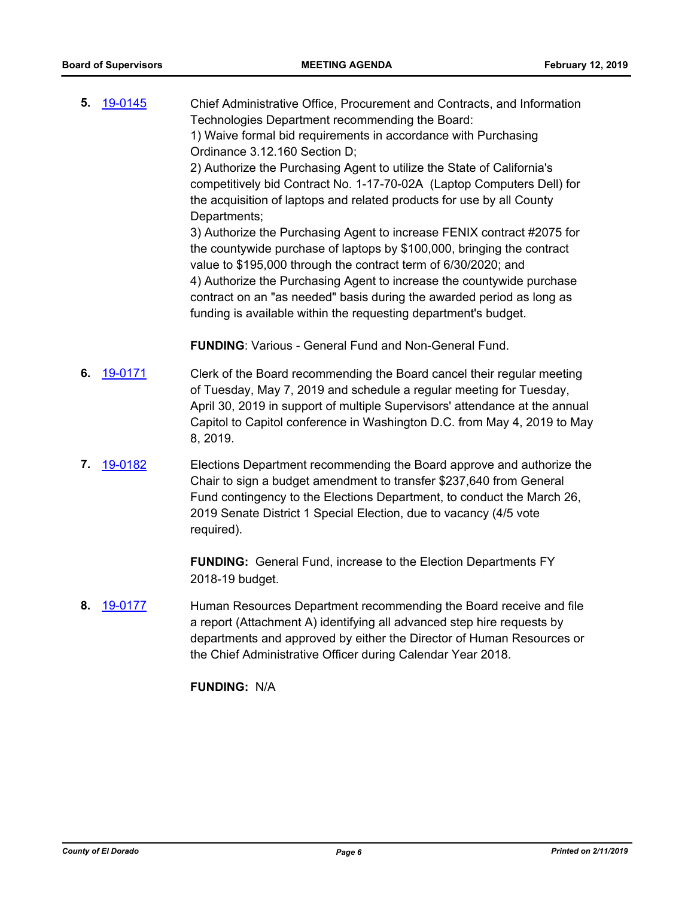5. 19-0145

Chief Administrative Office, Procurement and Contracts, and Information Technologies Department recommending the Board:
1) Waive formal bid requirements in accordance with Purchasing Ordinance 3.12.160 Section D;
2) Authorize the Purchasing Agent to utilize the State of California's competitively bid Contract No. 1-17-70-02A (Laptop Computers Dell) for the acquisition of laptops and related products for use by all County Departments;
3) Authorize the Purchasing Agent to increase FENIX contract #2075 for the countywide purchase of laptops by $100,000, bringing the contract value to $195,000 through the contract term of 6/30/2020; and
4) Authorize the Purchasing Agent to increase the countywide purchase contract on an "as needed" basis during the awarded period as long as funding is available within the requesting department's budget.

**FUNDING**: Various - General Fund and Non-General Fund.

6. 19-0171

Clerk of the Board recommending the Board cancel their regular meeting of Tuesday, May 7, 2019 and schedule a regular meeting for Tuesday, April 30, 2019 in support of multiple Supervisors' attendance at the annual Capitol to Capitol conference in Washington D.C. from May 4, 2019 to May 8, 2019.

7. 19-0182

Elections Department recommending the Board approve and authorize the Chair to sign a budget amendment to transfer $237,640 from General Fund contingency to the Elections Department, to conduct the March 26, 2019 Senate District 1 Special Election, due to vacancy (4/5 vote required).

**FUNDING:** General Fund, increase to the Election Departments FY 2018-19 budget.

8. 19-0177

Human Resources Department recommending the Board receive and file a report (Attachment A) identifying all advanced step hire requests by departments and approved by either the Director of Human Resources or the Chief Administrative Officer during Calendar Year 2018.

**FUNDING:** N/A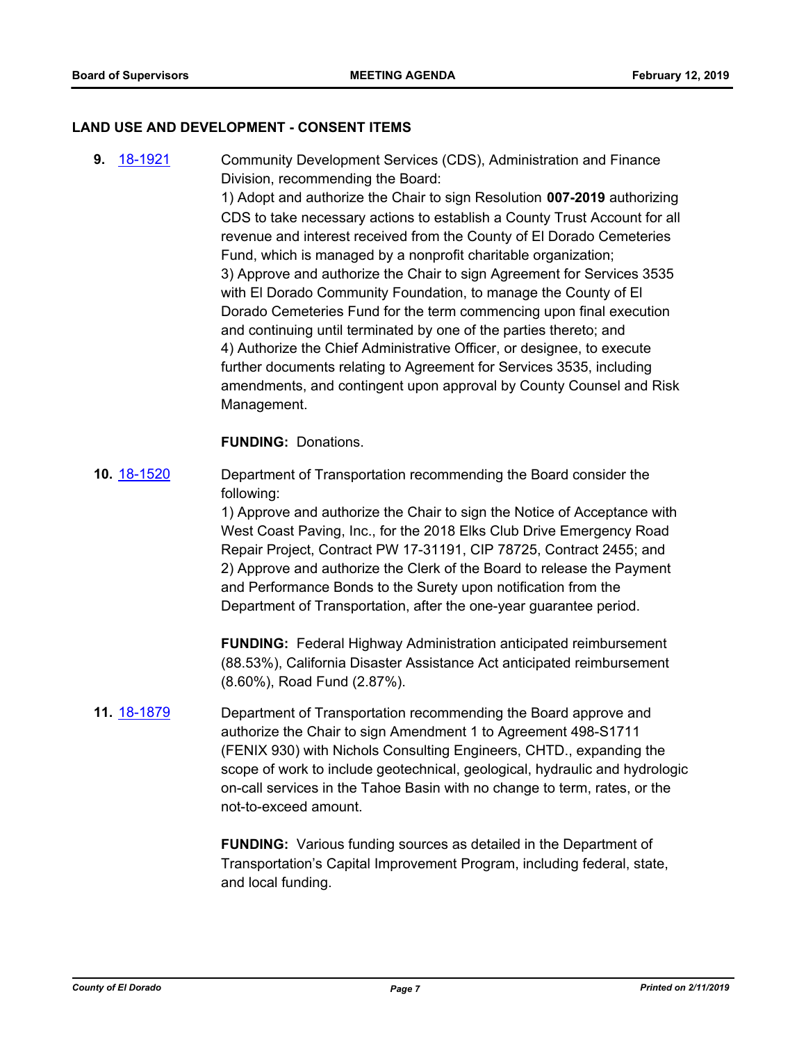## LAND USE AND DEVELOPMENT - CONSENT ITEMS

**9.** 18-1921

Community Development Services (CDS), Administration and Finance Division, recommending the Board:

1) Adopt and authorize the Chair to sign Resolution **007-2019** authorizing CDS to take necessary actions to establish a County Trust Account for all revenue and interest received from the County of El Dorado Cemeteries Fund, which is managed by a nonprofit charitable organization;

3) Approve and authorize the Chair to sign Agreement for Services 3535 with El Dorado Community Foundation, to manage the County of El Dorado Cemeteries Fund for the term commencing upon final execution and continuing until terminated by one of the parties thereto; and

4) Authorize the Chief Administrative Officer, or designee, to execute further documents relating to Agreement for Services 3535, including amendments, and contingent upon approval by County Counsel and Risk Management.

**FUNDING:** Donations.

**10.** 18-1520

Department of Transportation recommending the Board consider the following:

1) Approve and authorize the Chair to sign the Notice of Acceptance with West Coast Paving, Inc., for the 2018 Elks Club Drive Emergency Road Repair Project, Contract PW 17-31191, CIP 78725, Contract 2455; and

2) Approve and authorize the Clerk of the Board to release the Payment and Performance Bonds to the Surety upon notification from the Department of Transportation, after the one-year guarantee period.

**FUNDING:** Federal Highway Administration anticipated reimbursement (88.53%), California Disaster Assistance Act anticipated reimbursement (8.60%), Road Fund (2.87%).

**11.** 18-1879

Department of Transportation recommending the Board approve and authorize the Chair to sign Amendment 1 to Agreement 498-S1711 (FENIX 930) with Nichols Consulting Engineers, CHTD., expanding the scope of work to include geotechnical, geological, hydraulic and hydrologic on-call services in the Tahoe Basin with no change to term, rates, or the not-to-exceed amount.

**FUNDING:** Various funding sources as detailed in the Department of Transportation's Capital Improvement Program, including federal, state, and local funding.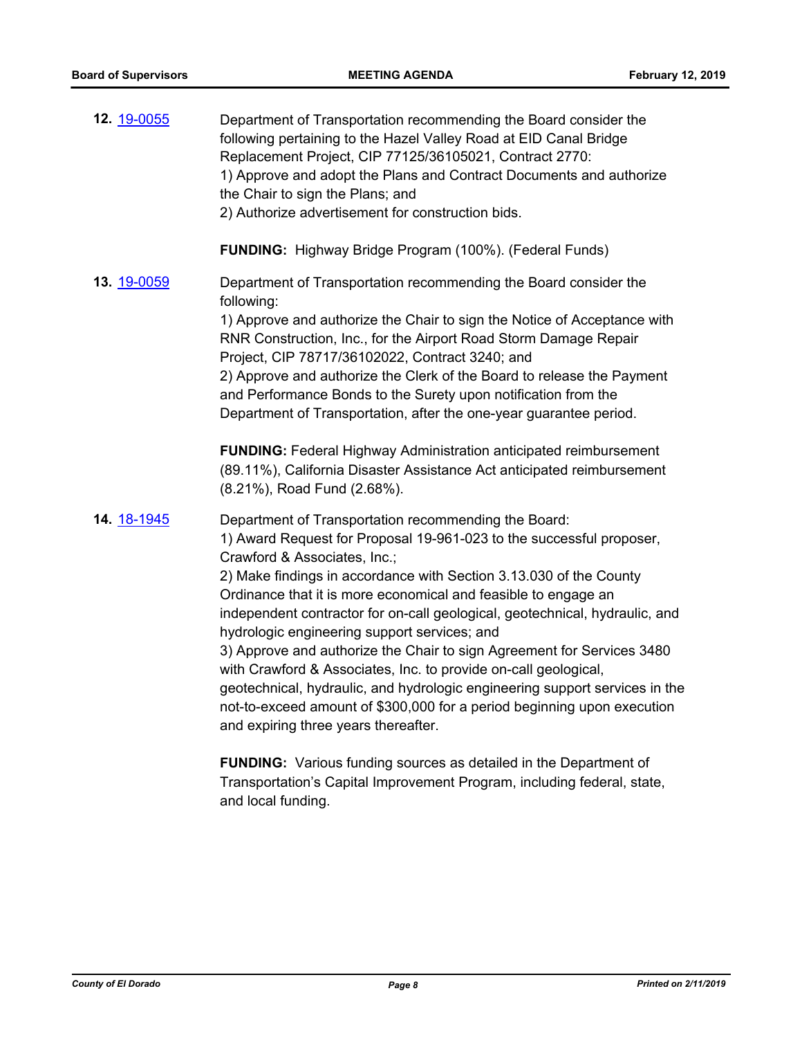**12.** [19-0055](19-0055)

Department of Transportation recommending the Board consider the following pertaining to the Hazel Valley Road at EID Canal Bridge Replacement Project, CIP 77125/36105021, Contract 2770:
1) Approve and adopt the Plans and Contract Documents and authorize the Chair to sign the Plans; and
2) Authorize advertisement for construction bids.

**FUNDING:** Highway Bridge Program (100%). (Federal Funds)

**13.** [19-0059](19-0059)

Department of Transportation recommending the Board consider the following:
1) Approve and authorize the Chair to sign the Notice of Acceptance with RNR Construction, Inc., for the Airport Road Storm Damage Repair Project, CIP 78717/36102022, Contract 3240; and
2) Approve and authorize the Clerk of the Board to release the Payment and Performance Bonds to the Surety upon notification from the Department of Transportation, after the one-year guarantee period.

**FUNDING:** Federal Highway Administration anticipated reimbursement (89.11%), California Disaster Assistance Act anticipated reimbursement (8.21%), Road Fund (2.68%).

**14.** [18-1945](18-1945)

Department of Transportation recommending the Board:
1) Award Request for Proposal 19-961-023 to the successful proposer, Crawford & Associates, Inc.;
2) Make findings in accordance with Section 3.13.030 of the County Ordinance that it is more economical and feasible to engage an independent contractor for on-call geological, geotechnical, hydraulic, and hydrologic engineering support services; and
3) Approve and authorize the Chair to sign Agreement for Services 3480 with Crawford & Associates, Inc. to provide on-call geological, geotechnical, hydraulic, and hydrologic engineering support services in the not-to-exceed amount of $300,000 for a period beginning upon execution and expiring three years thereafter.

**FUNDING:** Various funding sources as detailed in the Department of Transportation's Capital Improvement Program, including federal, state, and local funding.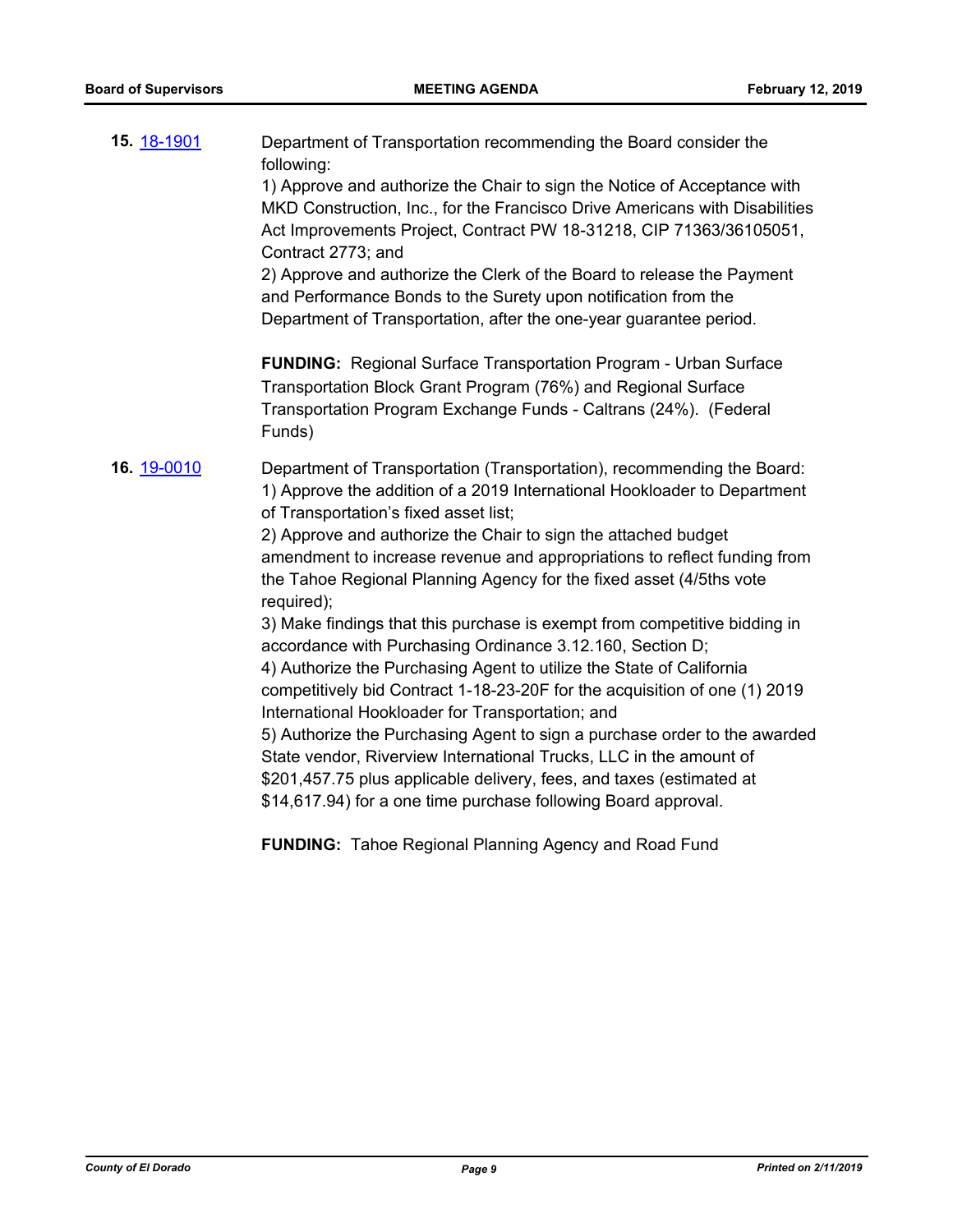**15.** [18-1901](18-1901)

Department of Transportation recommending the Board consider the following:
1) Approve and authorize the Chair to sign the Notice of Acceptance with MKD Construction, Inc., for the Francisco Drive Americans with Disabilities Act Improvements Project, Contract PW 18-31218, CIP 71363/36105051, Contract 2773; and
2) Approve and authorize the Clerk of the Board to release the Payment and Performance Bonds to the Surety upon notification from the Department of Transportation, after the one-year guarantee period.

**FUNDING:** Regional Surface Transportation Program - Urban Surface Transportation Block Grant Program (76%) and Regional Surface Transportation Program Exchange Funds - Caltrans (24%). (Federal Funds)

**16.** [19-0010](19-0010)

Department of Transportation (Transportation), recommending the Board:
1) Approve the addition of a 2019 International Hookloader to Department of Transportation's fixed asset list;
2) Approve and authorize the Chair to sign the attached budget amendment to increase revenue and appropriations to reflect funding from the Tahoe Regional Planning Agency for the fixed asset (4/5ths vote required);
3) Make findings that this purchase is exempt from competitive bidding in accordance with Purchasing Ordinance 3.12.160, Section D;
4) Authorize the Purchasing Agent to utilize the State of California competitively bid Contract 1-18-23-20F for the acquisition of one (1) 2019 International Hookloader for Transportation; and
5) Authorize the Purchasing Agent to sign a purchase order to the awarded State vendor, Riverview International Trucks, LLC in the amount of $201,457.75 plus applicable delivery, fees, and taxes (estimated at $14,617.94) for a one time purchase following Board approval.

**FUNDING:** Tahoe Regional Planning Agency and Road Fund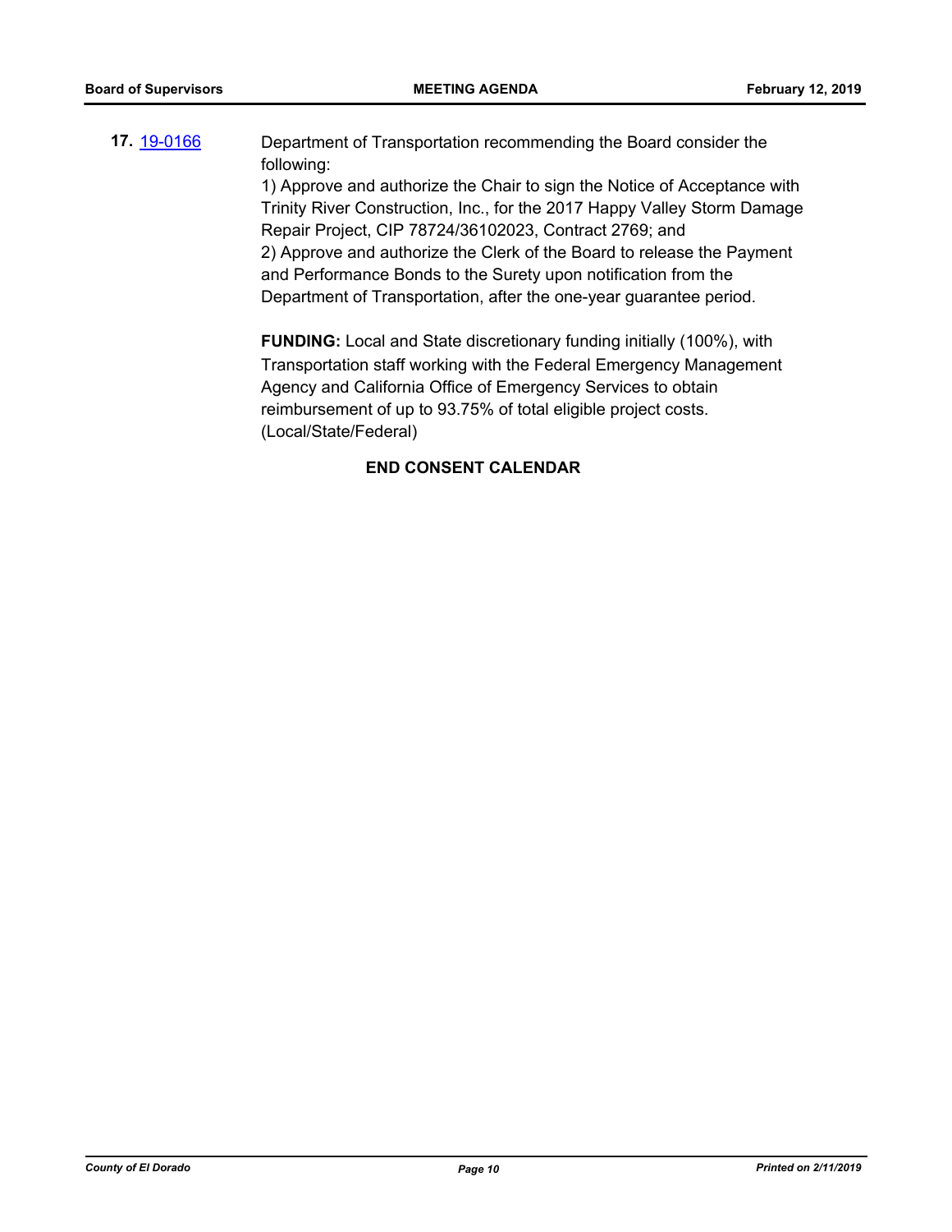**17.** 19-0166 Department of Transportation recommending the Board consider the following:

1) Approve and authorize the Chair to sign the Notice of Acceptance with Trinity River Construction, Inc., for the 2017 Happy Valley Storm Damage Repair Project, CIP 78724/36102023, Contract 2769; and
2) Approve and authorize the Clerk of the Board to release the Payment and Performance Bonds to the Surety upon notification from the Department of Transportation, after the one-year guarantee period.

**FUNDING:** Local and State discretionary funding initially (100%), with Transportation staff working with the Federal Emergency Management Agency and California Office of Emergency Services to obtain reimbursement of up to 93.75% of total eligible project costs. (Local/State/Federal)

**END CONSENT CALENDAR**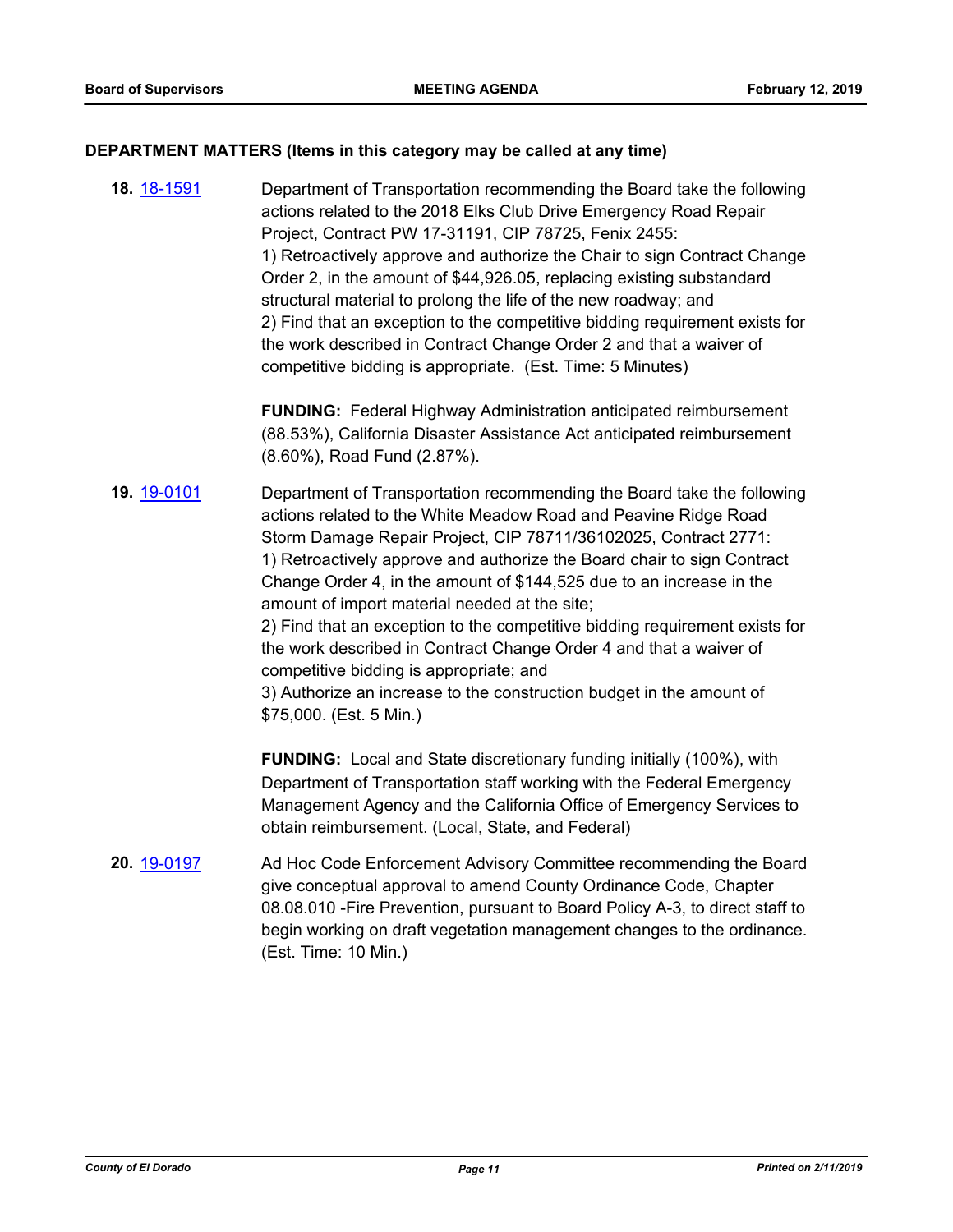**DEPARTMENT MATTERS (Items in this category may be called at any time)**

**18.** 18-1591 Department of Transportation recommending the Board take the following actions related to the 2018 Elks Club Drive Emergency Road Repair Project, Contract PW 17-31191, CIP 78725, Fenix 2455:
1) Retroactively approve and authorize the Chair to sign Contract Change Order 2, in the amount of $44,926.05, replacing existing substandard structural material to prolong the life of the new roadway; and
2) Find that an exception to the competitive bidding requirement exists for the work described in Contract Change Order 2 and that a waiver of competitive bidding is appropriate. (Est. Time: 5 Minutes)

**FUNDING:** Federal Highway Administration anticipated reimbursement (88.53%), California Disaster Assistance Act anticipated reimbursement (8.60%), Road Fund (2.87%).

**19.** 19-0101 Department of Transportation recommending the Board take the following actions related to the White Meadow Road and Peavine Ridge Road Storm Damage Repair Project, CIP 78711/36102025, Contract 2771:
1) Retroactively approve and authorize the Board chair to sign Contract Change Order 4, in the amount of $144,525 due to an increase in the amount of import material needed at the site;
2) Find that an exception to the competitive bidding requirement exists for the work described in Contract Change Order 4 and that a waiver of competitive bidding is appropriate; and
3) Authorize an increase to the construction budget in the amount of $75,000. (Est. 5 Min.)

**FUNDING:** Local and State discretionary funding initially (100%), with Department of Transportation staff working with the Federal Emergency Management Agency and the California Office of Emergency Services to obtain reimbursement. (Local, State, and Federal)

**20.** 19-0197 Ad Hoc Code Enforcement Advisory Committee recommending the Board give conceptual approval to amend County Ordinance Code, Chapter 08.08.010 -Fire Prevention, pursuant to Board Policy A-3, to direct staff to begin working on draft vegetation management changes to the ordinance. (Est. Time: 10 Min.)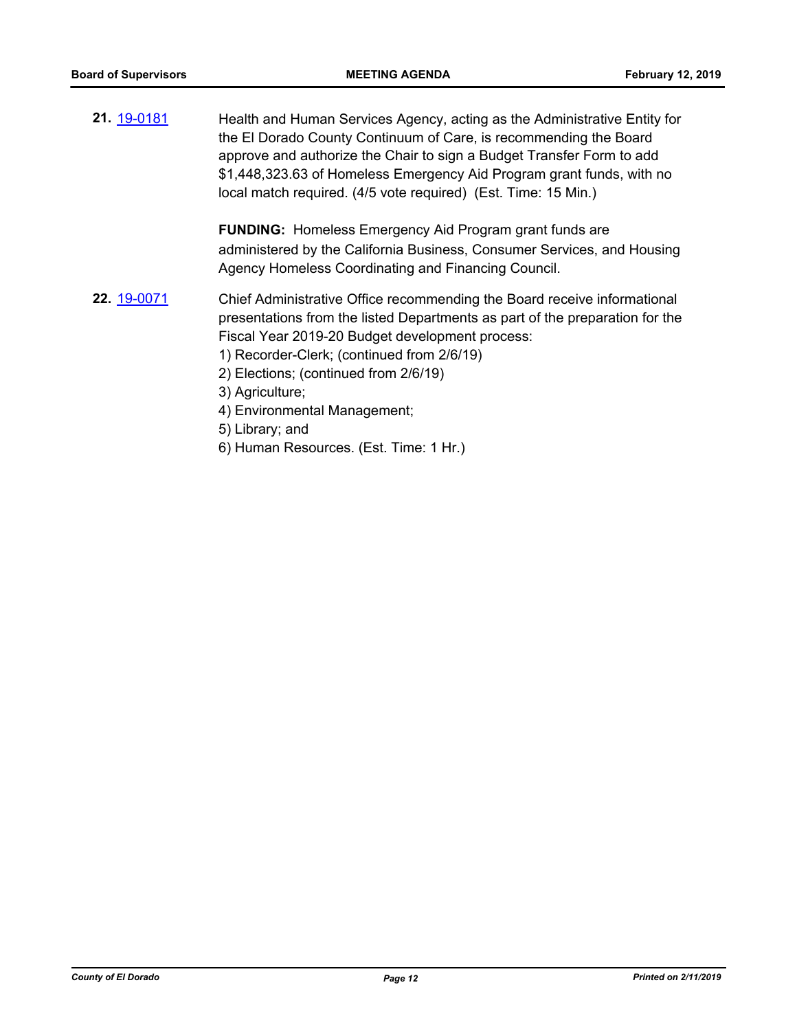**21.** [19-0181](19-0181)

Health and Human Services Agency, acting as the Administrative Entity for the El Dorado County Continuum of Care, is recommending the Board approve and authorize the Chair to sign a Budget Transfer Form to add $1,448,323.63 of Homeless Emergency Aid Program grant funds, with no local match required. (4/5 vote required) (Est. Time: 15 Min.)

**FUNDING:** Homeless Emergency Aid Program grant funds are administered by the California Business, Consumer Services, and Housing Agency Homeless Coordinating and Financing Council.

**22.** [19-0071](19-0071)

Chief Administrative Office recommending the Board receive informational presentations from the listed Departments as part of the preparation for the Fiscal Year 2019-20 Budget development process:

1) Recorder-Clerk; (continued from 2/6/19)
2) Elections; (continued from 2/6/19)
3) Agriculture;
4) Environmental Management;
5) Library; and
6) Human Resources. (Est. Time: 1 Hr.)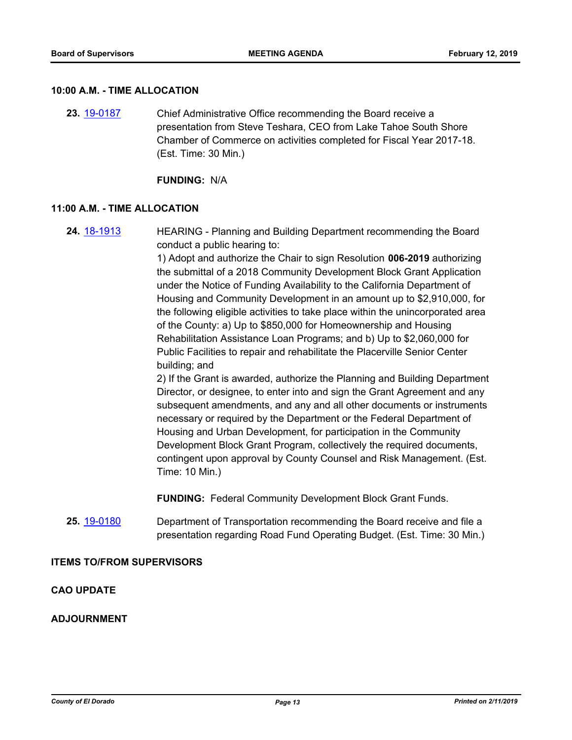## 10:00 A.M. - TIME ALLOCATION

**23.** [19-0187](19-0187) Chief Administrative Office recommending the Board receive a presentation from Steve Teshara, CEO from Lake Tahoe South Shore Chamber of Commerce on activities completed for Fiscal Year 2017-18. (Est. Time: 30 Min.)

**FUNDING:** N/A

## 11:00 A.M. - TIME ALLOCATION

**24.** [18-1913](18-1913) HEARING - Planning and Building Department recommending the Board conduct a public hearing to:

1) Adopt and authorize the Chair to sign Resolution **006-2019** authorizing the submittal of a 2018 Community Development Block Grant Application under the Notice of Funding Availability to the California Department of Housing and Community Development in an amount up to $2,910,000, for the following eligible activities to take place within the unincorporated area of the County: a) Up to $850,000 for Homeownership and Housing Rehabilitation Assistance Loan Programs; and b) Up to $2,060,000 for Public Facilities to repair and rehabilitate the Placerville Senior Center building; and

2) If the Grant is awarded, authorize the Planning and Building Department Director, or designee, to enter into and sign the Grant Agreement and any subsequent amendments, and any and all other documents or instruments necessary or required by the Department or the Federal Department of Housing and Urban Development, for participation in the Community Development Block Grant Program, collectively the required documents, contingent upon approval by County Counsel and Risk Management. (Est. Time: 10 Min.)

**FUNDING:** Federal Community Development Block Grant Funds.

**25.** [19-0180](19-0180) Department of Transportation recommending the Board receive and file a presentation regarding Road Fund Operating Budget. (Est. Time: 30 Min.)

## ITEMS TO/FROM SUPERVISORS

## CAO UPDATE

## ADJOURNMENT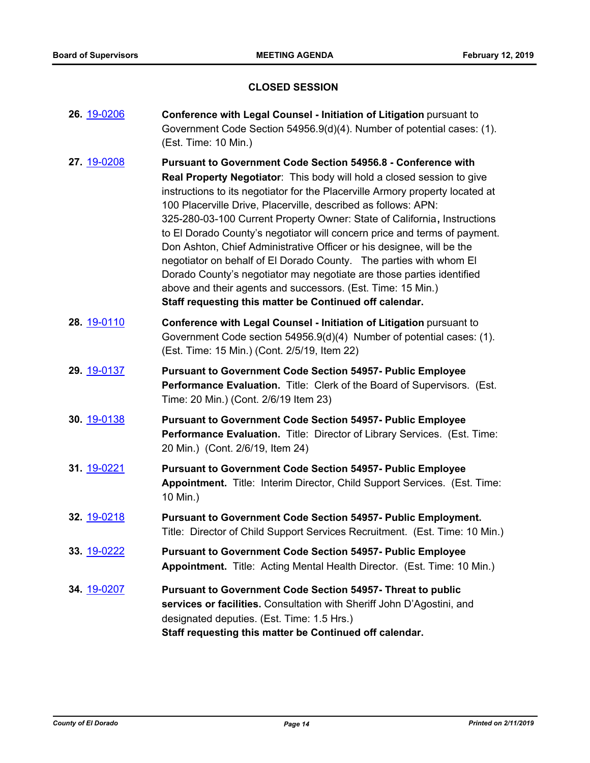## CLOSED SESSION

**26.** 19-0206 **Conference with Legal Counsel - Initiation of Litigation** pursuant to Government Code Section 54956.9(d)(4). Number of potential cases: (1). (Est. Time: 10 Min.)

**27.** 19-0208 **Pursuant to Government Code Section 54956.8 - Conference with Real Property Negotiator**: This body will hold a closed session to give instructions to its negotiator for the Placerville Armory property located at 100 Placerville Drive, Placerville, described as follows: APN: 325-280-03-100 Current Property Owner: State of California**,** Instructions to El Dorado County's negotiator will concern price and terms of payment. Don Ashton, Chief Administrative Officer or his designee, will be the negotiator on behalf of El Dorado County. The parties with whom El Dorado County's negotiator may negotiate are those parties identified above and their agents and successors. (Est. Time: 15 Min.)
**Staff requesting this matter be Continued off calendar.**

**28.** 19-0110 **Conference with Legal Counsel - Initiation of Litigation** pursuant to Government Code section 54956.9(d)(4) Number of potential cases: (1). (Est. Time: 15 Min.) (Cont. 2/5/19, Item 22)

**29.** 19-0137 **Pursuant to Government Code Section 54957- Public Employee Performance Evaluation.** Title: Clerk of the Board of Supervisors. (Est. Time: 20 Min.) (Cont. 2/6/19 Item 23)

**30.** 19-0138 **Pursuant to Government Code Section 54957- Public Employee Performance Evaluation.** Title: Director of Library Services. (Est. Time: 20 Min.) (Cont. 2/6/19, Item 24)

**31.** 19-0221 **Pursuant to Government Code Section 54957- Public Employee Appointment.** Title: Interim Director, Child Support Services. (Est. Time: 10 Min.)

**32.** 19-0218 **Pursuant to Government Code Section 54957- Public Employment.** Title: Director of Child Support Services Recruitment. (Est. Time: 10 Min.)

**33.** 19-0222 **Pursuant to Government Code Section 54957- Public Employee Appointment.** Title: Acting Mental Health Director. (Est. Time: 10 Min.)

**34.** 19-0207 **Pursuant to Government Code Section 54957- Threat to public services or facilities.** Consultation with Sheriff John D'Agostini, and designated deputies. (Est. Time: 1.5 Hrs.)
**Staff requesting this matter be Continued off calendar.**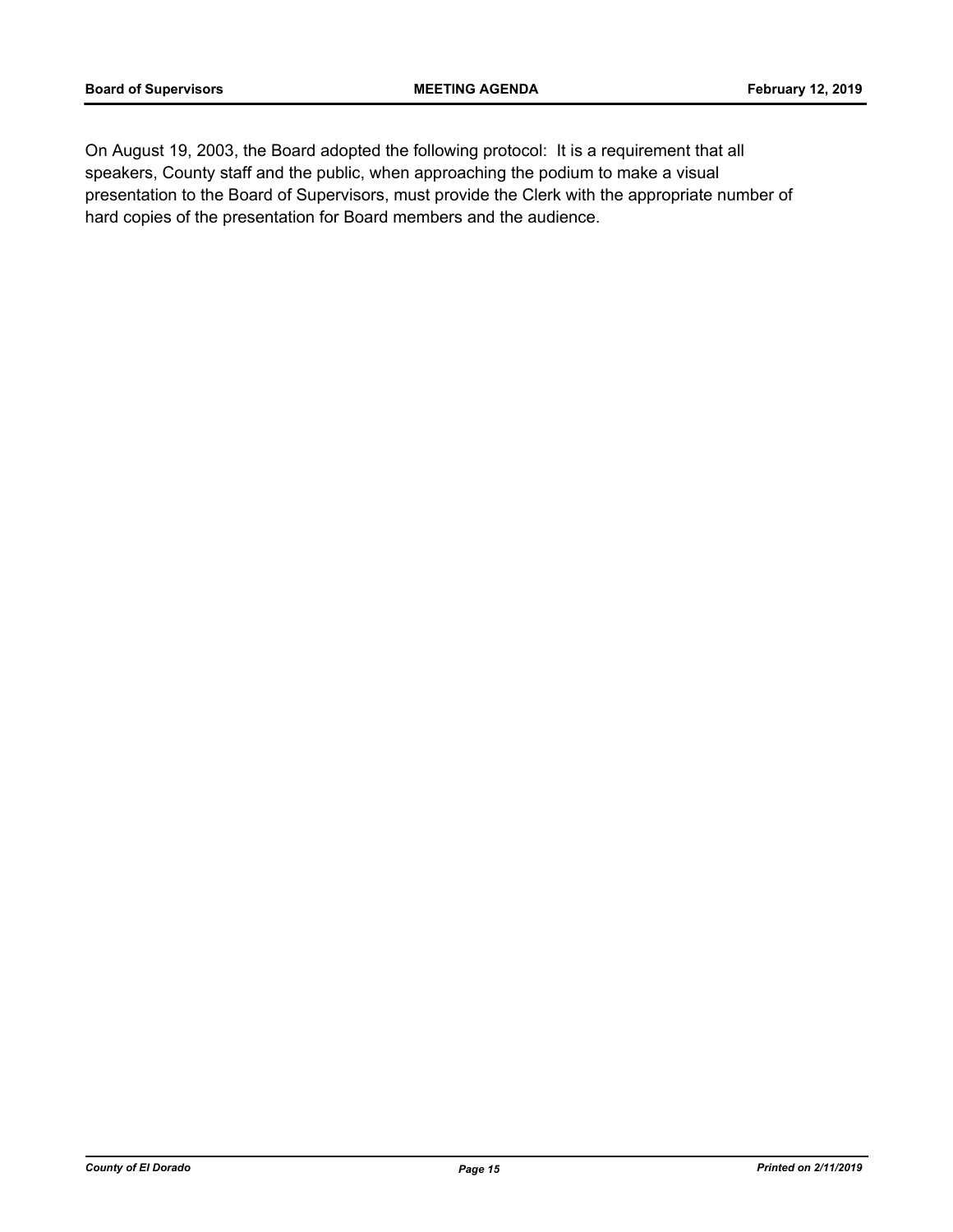On August 19, 2003, the Board adopted the following protocol: It is a requirement that all speakers, County staff and the public, when approaching the podium to make a visual presentation to the Board of Supervisors, must provide the Clerk with the appropriate number of hard copies of the presentation for Board members and the audience.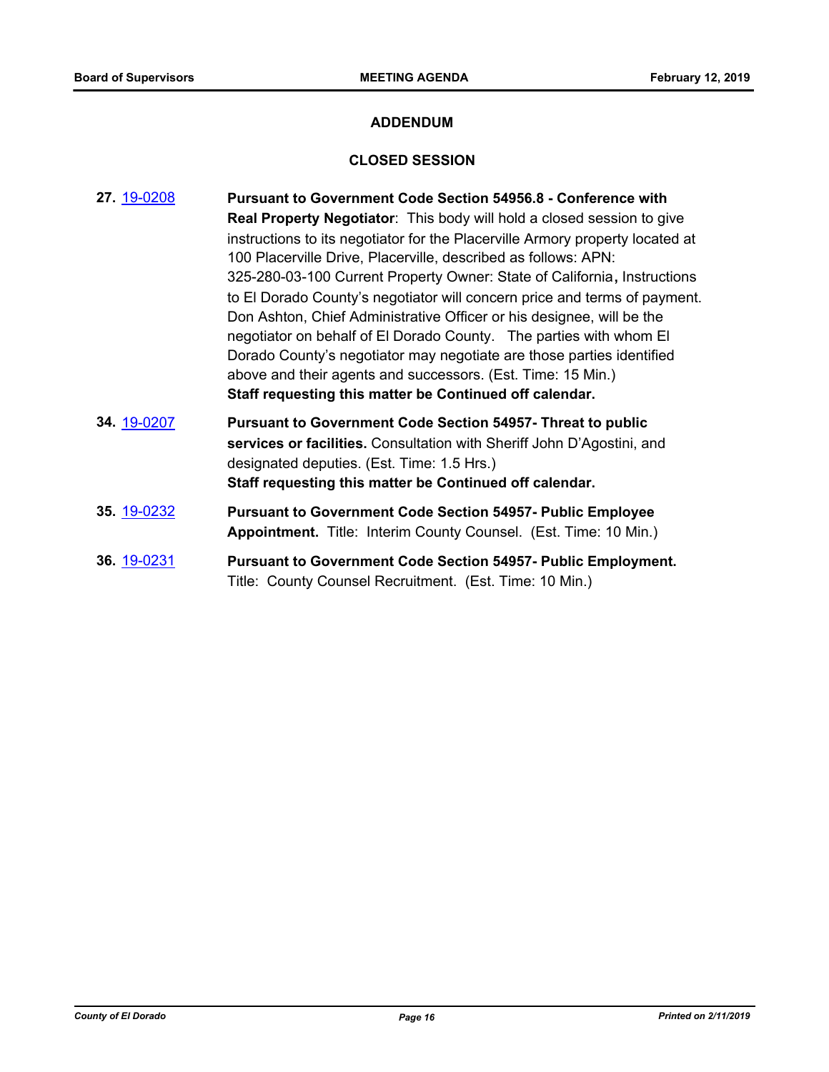## ADDENDUM

## CLOSED SESSION

**27.** 19-0208 **Pursuant to Government Code Section 54956.8 - Conference with Real Property Negotiator**: This body will hold a closed session to give instructions to its negotiator for the Placerville Armory property located at 100 Placerville Drive, Placerville, described as follows: APN: 325-280-03-100 Current Property Owner: State of California**,** Instructions to El Dorado County's negotiator will concern price and terms of payment. Don Ashton, Chief Administrative Officer or his designee, will be the negotiator on behalf of El Dorado County. The parties with whom El Dorado County's negotiator may negotiate are those parties identified above and their agents and successors. (Est. Time: 15 Min.)
**Staff requesting this matter be Continued off calendar.**

**34.** 19-0207 **Pursuant to Government Code Section 54957- Threat to public services or facilities.** Consultation with Sheriff John D'Agostini, and designated deputies. (Est. Time: 1.5 Hrs.)
**Staff requesting this matter be Continued off calendar.**

**35.** 19-0232 **Pursuant to Government Code Section 54957- Public Employee Appointment.** Title: Interim County Counsel. (Est. Time: 10 Min.)

**36.** 19-0231 **Pursuant to Government Code Section 54957- Public Employment.** Title: County Counsel Recruitment. (Est. Time: 10 Min.)